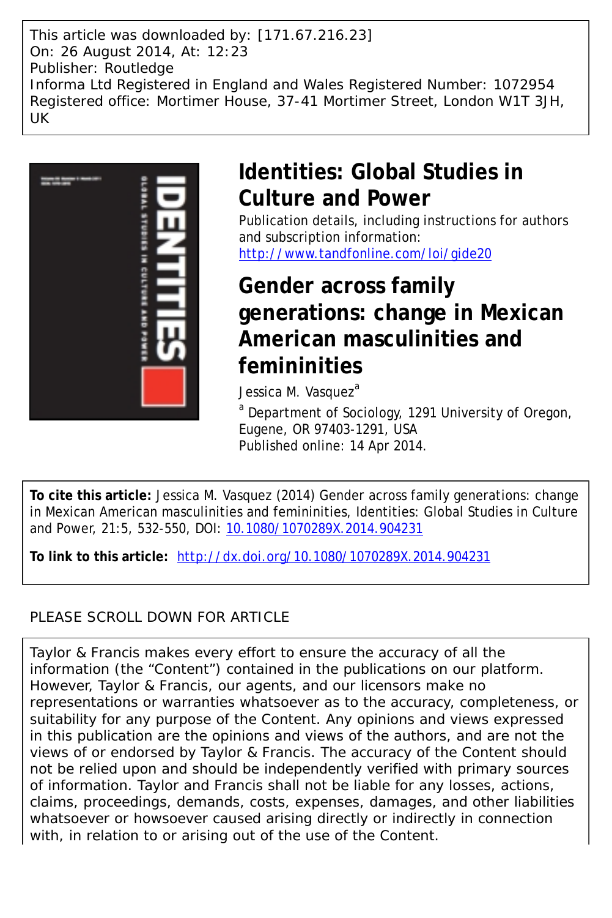This article was downloaded by: [171.67.216.23]
On: 26 August 2014, At: 12:23
Publisher: Routledge
Informa Ltd Registered in England and Wales Registered Number: 1072954
Registered office: Mortimer House, 37-41 Mortimer Street, London W1T 3JH, UK

# Identities: Global Studies in Culture and Power

Publication details, including instructions for authors and subscription information:
http://www.tandfonline.com/loi/gide20

# Gender across family generations: change in Mexican American masculinities and femininities

Jessica M. Vasquez[a]

[a] Department of Sociology, 1291 University of Oregon, Eugene, OR 97403-1291, USA

Published online: 14 Apr 2014.

**To cite this article:** Jessica M. Vasquez (2014) Gender across family generations: change in Mexican American masculinities and femininities, Identities: Global Studies in Culture and Power, 21:5, 532-550, DOI: 10.1080/1070289X.2014.904231

**To link to this article:** http://dx.doi.org/10.1080/1070289X.2014.904231

PLEASE SCROLL DOWN FOR ARTICLE

Taylor & Francis makes every effort to ensure the accuracy of all the information (the "Content") contained in the publications on our platform. However, Taylor & Francis, our agents, and our licensors make no representations or warranties whatsoever as to the accuracy, completeness, or suitability for any purpose of the Content. Any opinions and views expressed in this publication are the opinions and views of the authors, and are not the views of or endorsed by Taylor & Francis. The accuracy of the Content should not be relied upon and should be independently verified with primary sources of information. Taylor and Francis shall not be liable for any losses, actions, claims, proceedings, demands, costs, expenses, damages, and other liabilities whatsoever or howsoever caused arising directly or indirectly in connection with, in relation to or arising out of the use of the Content.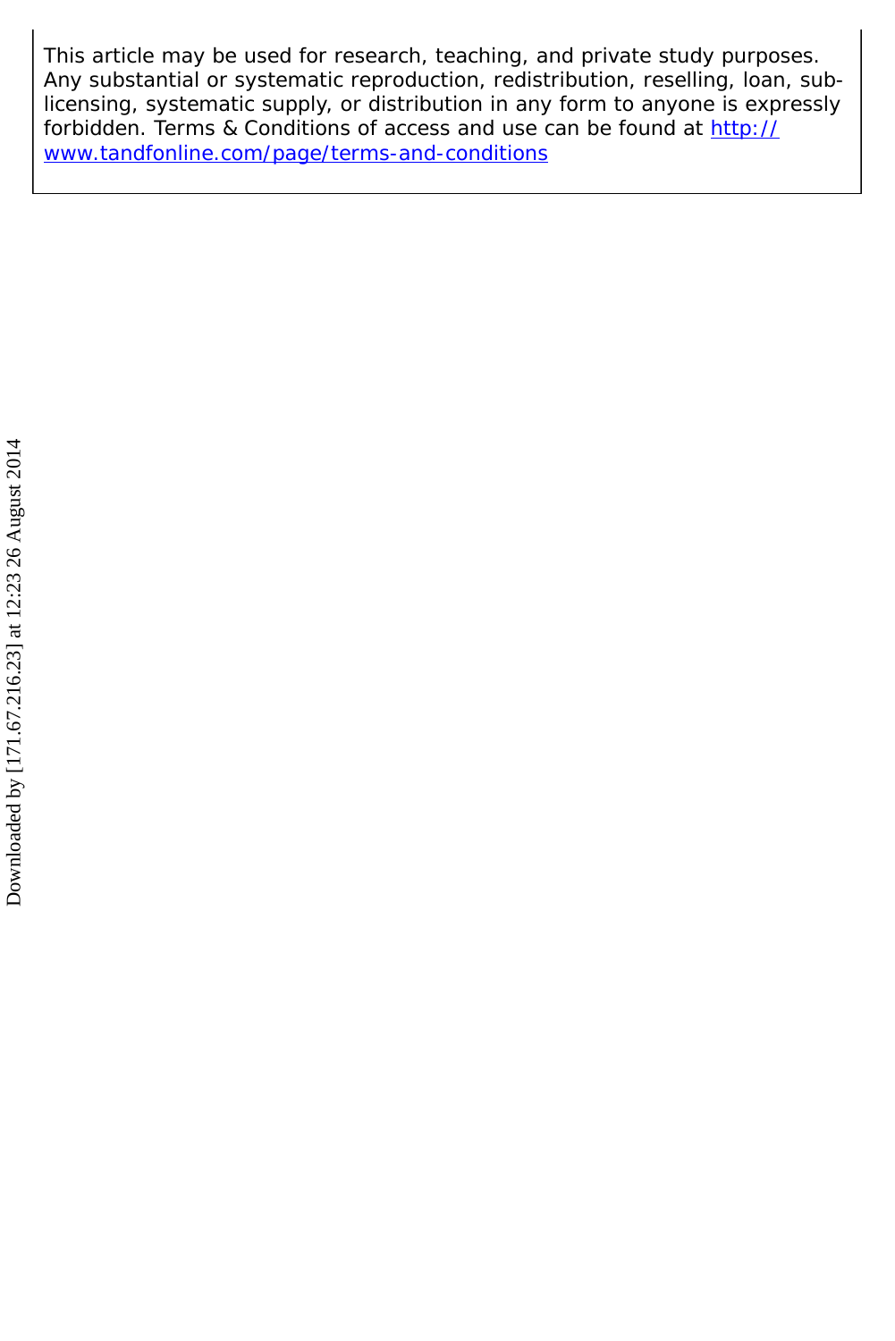This article may be used for research, teaching, and private study purposes. Any substantial or systematic reproduction, redistribution, reselling, loan, sub-licensing, systematic supply, or distribution in any form to anyone is expressly forbidden. Terms & Conditions of access and use can be found at [http://www.tandfonline.com/page/terms-and-conditions](http://www.tandfonline.com/page/terms-and-conditions)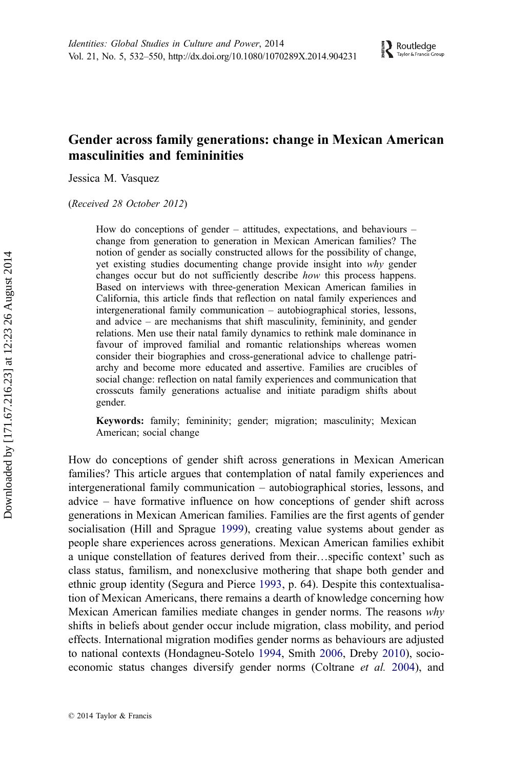# Gender across family generations: change in Mexican American masculinities and femininities

Jessica M. Vasquez

(*Received 28 October 2012*)

> How do conceptions of gender – attitudes, expectations, and behaviours – change from generation to generation in Mexican American families? The notion of gender as socially constructed allows for the possibility of change, yet existing studies documenting change provide insight into *why* gender changes occur but do not sufficiently describe *how* this process happens. Based on interviews with three-generation Mexican American families in California, this article finds that reflection on natal family experiences and intergenerational family communication – autobiographical stories, lessons, and advice – are mechanisms that shift masculinity, femininity, and gender relations. Men use their natal family dynamics to rethink male dominance in favour of improved familial and romantic relationships whereas women consider their biographies and cross-generational advice to challenge patriarchy and become more educated and assertive. Families are crucibles of social change: reflection on natal family experiences and communication that crosscuts family generations actualise and initiate paradigm shifts about gender.
>
> **Keywords:** family; femininity; gender; migration; masculinity; Mexican American; social change

How do conceptions of gender shift across generations in Mexican American families? This article argues that contemplation of natal family experiences and intergenerational family communication – autobiographical stories, lessons, and advice – have formative influence on how conceptions of gender shift across generations in Mexican American families. Families are the first agents of gender socialisation (Hill and Sprague 1999), creating value systems about gender as people share experiences across generations. Mexican American families exhibit a unique constellation of features derived from their…specific context' such as class status, familism, and nonexclusive mothering that shape both gender and ethnic group identity (Segura and Pierce 1993, p. 64). Despite this contextualisation of Mexican Americans, there remains a dearth of knowledge concerning how Mexican American families mediate changes in gender norms. The reasons *why* shifts in beliefs about gender occur include migration, class mobility, and period effects. International migration modifies gender norms as behaviours are adjusted to national contexts (Hondagneu-Sotelo 1994, Smith 2006, Dreby 2010), socio-economic status changes diversify gender norms (Coltrane *et al.* 2004), and

© 2014 Taylor & Francis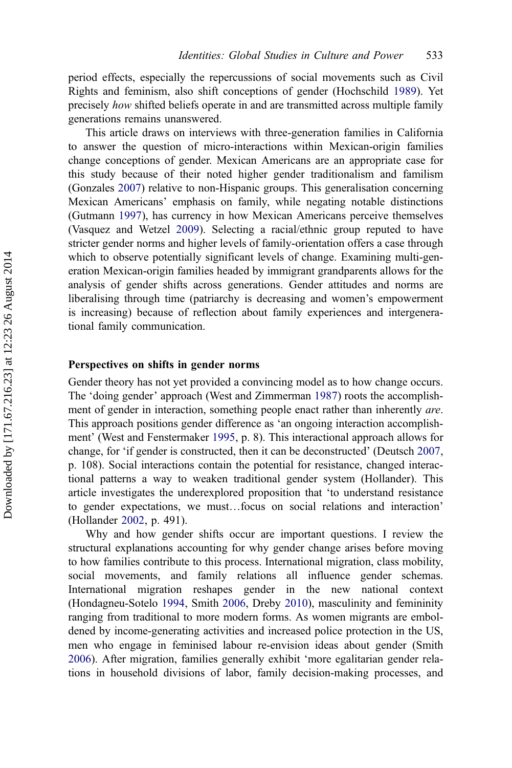period effects, especially the repercussions of social movements such as Civil Rights and feminism, also shift conceptions of gender (Hochschild 1989). Yet precisely *how* shifted beliefs operate in and are transmitted across multiple family generations remains unanswered.

This article draws on interviews with three-generation families in California to answer the question of micro-interactions within Mexican-origin families change conceptions of gender. Mexican Americans are an appropriate case for this study because of their noted higher gender traditionalism and familism (Gonzales 2007) relative to non-Hispanic groups. This generalisation concerning Mexican Americans' emphasis on family, while negating notable distinctions (Gutmann 1997), has currency in how Mexican Americans perceive themselves (Vasquez and Wetzel 2009). Selecting a racial/ethnic group reputed to have stricter gender norms and higher levels of family-orientation offers a case through which to observe potentially significant levels of change. Examining multi-generation Mexican-origin families headed by immigrant grandparents allows for the analysis of gender shifts across generations. Gender attitudes and norms are liberalising through time (patriarchy is decreasing and women's empowerment is increasing) because of reflection about family experiences and intergenerational family communication.

## Perspectives on shifts in gender norms

Gender theory has not yet provided a convincing model as to how change occurs. The 'doing gender' approach (West and Zimmerman 1987) roots the accomplishment of gender in interaction, something people enact rather than inherently *are*. This approach positions gender difference as 'an ongoing interaction accomplishment' (West and Fenstermaker 1995, p. 8). This interactional approach allows for change, for 'if gender is constructed, then it can be deconstructed' (Deutsch 2007, p. 108). Social interactions contain the potential for resistance, changed interactional patterns a way to weaken traditional gender system (Hollander). This article investigates the underexplored proposition that 'to understand resistance to gender expectations, we must…focus on social relations and interaction' (Hollander 2002, p. 491).

Why and how gender shifts occur are important questions. I review the structural explanations accounting for why gender change arises before moving to how families contribute to this process. International migration, class mobility, social movements, and family relations all influence gender schemas. International migration reshapes gender in the new national context (Hondagneu-Sotelo 1994, Smith 2006, Dreby 2010), masculinity and femininity ranging from traditional to more modern forms. As women migrants are emboldened by income-generating activities and increased police protection in the US, men who engage in feminised labour re-envision ideas about gender (Smith 2006). After migration, families generally exhibit 'more egalitarian gender relations in household divisions of labor, family decision-making processes, and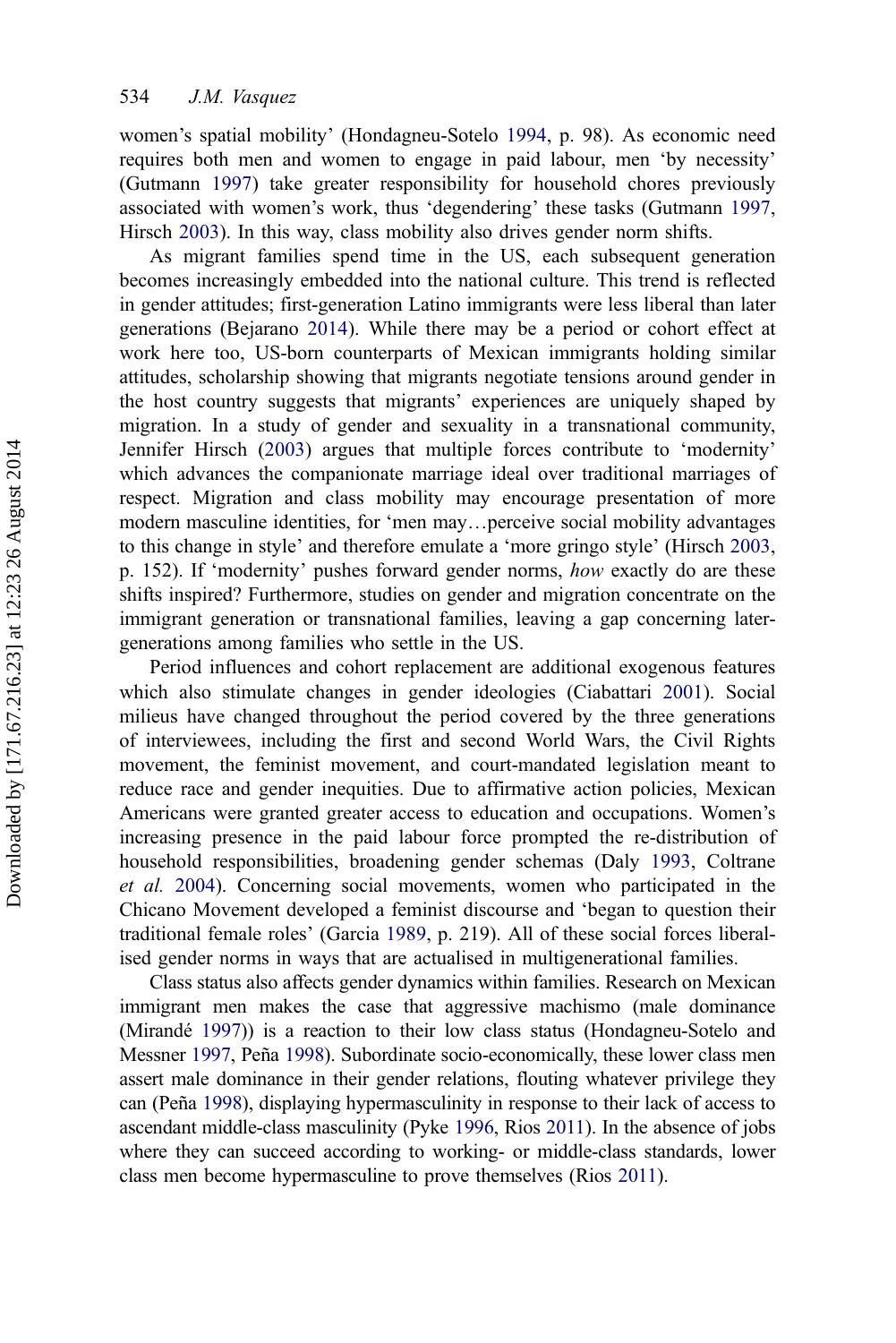women's spatial mobility' (Hondagneu-Sotelo 1994, p. 98). As economic need requires both men and women to engage in paid labour, men 'by necessity' (Gutmann 1997) take greater responsibility for household chores previously associated with women's work, thus 'degendering' these tasks (Gutmann 1997, Hirsch 2003). In this way, class mobility also drives gender norm shifts.

As migrant families spend time in the US, each subsequent generation becomes increasingly embedded into the national culture. This trend is reflected in gender attitudes; first-generation Latino immigrants were less liberal than later generations (Bejarano 2014). While there may be a period or cohort effect at work here too, US-born counterparts of Mexican immigrants holding similar attitudes, scholarship showing that migrants negotiate tensions around gender in the host country suggests that migrants' experiences are uniquely shaped by migration. In a study of gender and sexuality in a transnational community, Jennifer Hirsch (2003) argues that multiple forces contribute to 'modernity' which advances the companionate marriage ideal over traditional marriages of respect. Migration and class mobility may encourage presentation of more modern masculine identities, for 'men may…perceive social mobility advantages to this change in style' and therefore emulate a 'more gringo style' (Hirsch 2003, p. 152). If 'modernity' pushes forward gender norms, *how* exactly do are these shifts inspired? Furthermore, studies on gender and migration concentrate on the immigrant generation or transnational families, leaving a gap concerning later-generations among families who settle in the US.

Period influences and cohort replacement are additional exogenous features which also stimulate changes in gender ideologies (Ciabattari 2001). Social milieus have changed throughout the period covered by the three generations of interviewees, including the first and second World Wars, the Civil Rights movement, the feminist movement, and court-mandated legislation meant to reduce race and gender inequities. Due to affirmative action policies, Mexican Americans were granted greater access to education and occupations. Women's increasing presence in the paid labour force prompted the re-distribution of household responsibilities, broadening gender schemas (Daly 1993, Coltrane *et al.* 2004). Concerning social movements, women who participated in the Chicano Movement developed a feminist discourse and 'began to question their traditional female roles' (Garcia 1989, p. 219). All of these social forces liberalised gender norms in ways that are actualised in multigenerational families.

Class status also affects gender dynamics within families. Research on Mexican immigrant men makes the case that aggressive machismo (male dominance (Mirandé 1997)) is a reaction to their low class status (Hondagneu-Sotelo and Messner 1997, Peña 1998). Subordinate socio-economically, these lower class men assert male dominance in their gender relations, flouting whatever privilege they can (Peña 1998), displaying hypermasculinity in response to their lack of access to ascendant middle-class masculinity (Pyke 1996, Rios 2011). In the absence of jobs where they can succeed according to working- or middle-class standards, lower class men become hypermasculine to prove themselves (Rios 2011).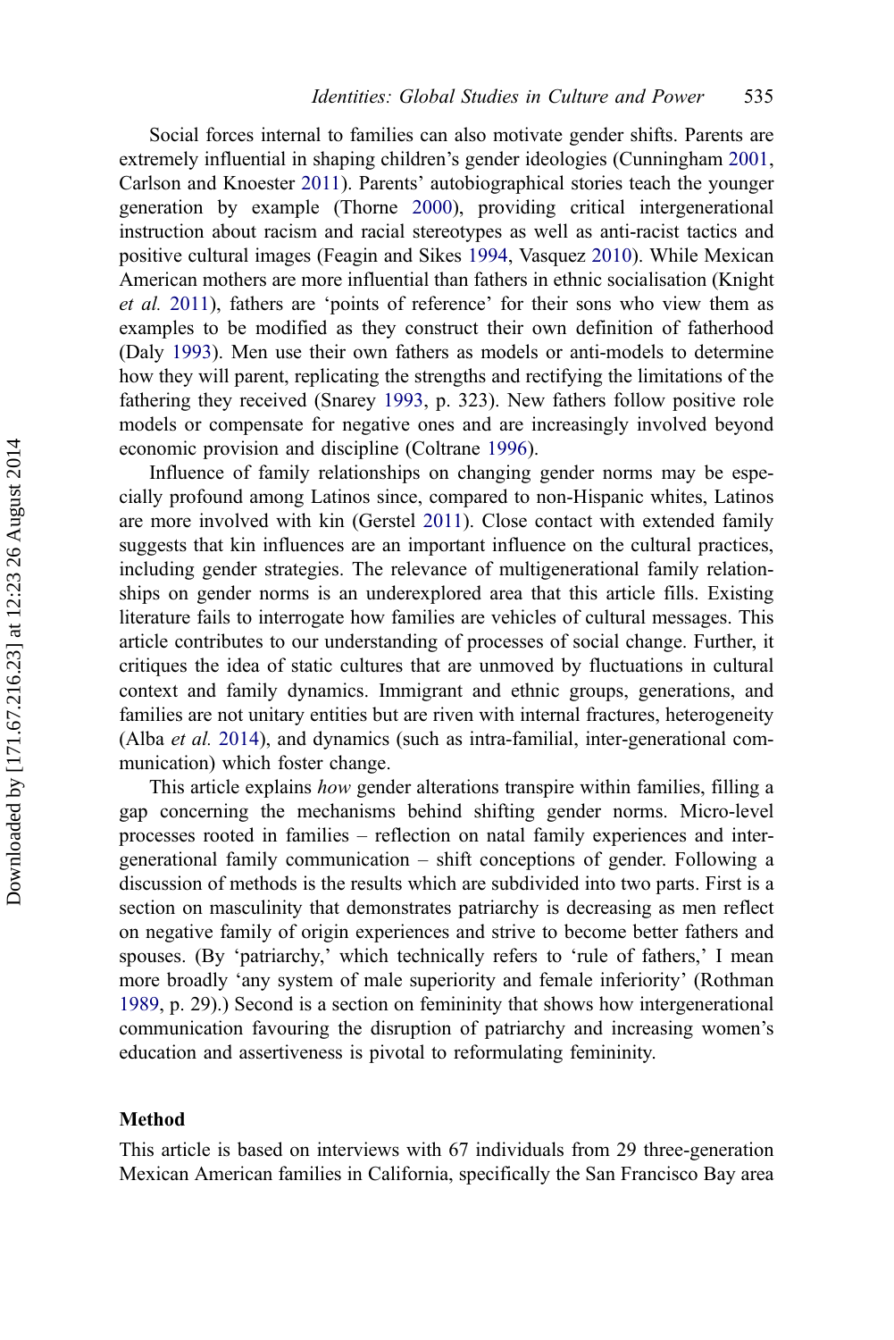Social forces internal to families can also motivate gender shifts. Parents are extremely influential in shaping children's gender ideologies (Cunningham 2001, Carlson and Knoester 2011). Parents' autobiographical stories teach the younger generation by example (Thorne 2000), providing critical intergenerational instruction about racism and racial stereotypes as well as anti-racist tactics and positive cultural images (Feagin and Sikes 1994, Vasquez 2010). While Mexican American mothers are more influential than fathers in ethnic socialisation (Knight *et al.* 2011), fathers are 'points of reference' for their sons who view them as examples to be modified as they construct their own definition of fatherhood (Daly 1993). Men use their own fathers as models or anti-models to determine how they will parent, replicating the strengths and rectifying the limitations of the fathering they received (Snarey 1993, p. 323). New fathers follow positive role models or compensate for negative ones and are increasingly involved beyond economic provision and discipline (Coltrane 1996).

Influence of family relationships on changing gender norms may be especially profound among Latinos since, compared to non-Hispanic whites, Latinos are more involved with kin (Gerstel 2011). Close contact with extended family suggests that kin influences are an important influence on the cultural practices, including gender strategies. The relevance of multigenerational family relationships on gender norms is an underexplored area that this article fills. Existing literature fails to interrogate how families are vehicles of cultural messages. This article contributes to our understanding of processes of social change. Further, it critiques the idea of static cultures that are unmoved by fluctuations in cultural context and family dynamics. Immigrant and ethnic groups, generations, and families are not unitary entities but are riven with internal fractures, heterogeneity (Alba *et al.* 2014), and dynamics (such as intra-familial, inter-generational communication) which foster change.

This article explains *how* gender alterations transpire within families, filling a gap concerning the mechanisms behind shifting gender norms. Micro-level processes rooted in families – reflection on natal family experiences and intergenerational family communication – shift conceptions of gender. Following a discussion of methods is the results which are subdivided into two parts. First is a section on masculinity that demonstrates patriarchy is decreasing as men reflect on negative family of origin experiences and strive to become better fathers and spouses. (By 'patriarchy,' which technically refers to 'rule of fathers,' I mean more broadly 'any system of male superiority and female inferiority' (Rothman 1989, p. 29).) Second is a section on femininity that shows how intergenerational communication favouring the disruption of patriarchy and increasing women's education and assertiveness is pivotal to reformulating femininity.

## Method

This article is based on interviews with 67 individuals from 29 three-generation Mexican American families in California, specifically the San Francisco Bay area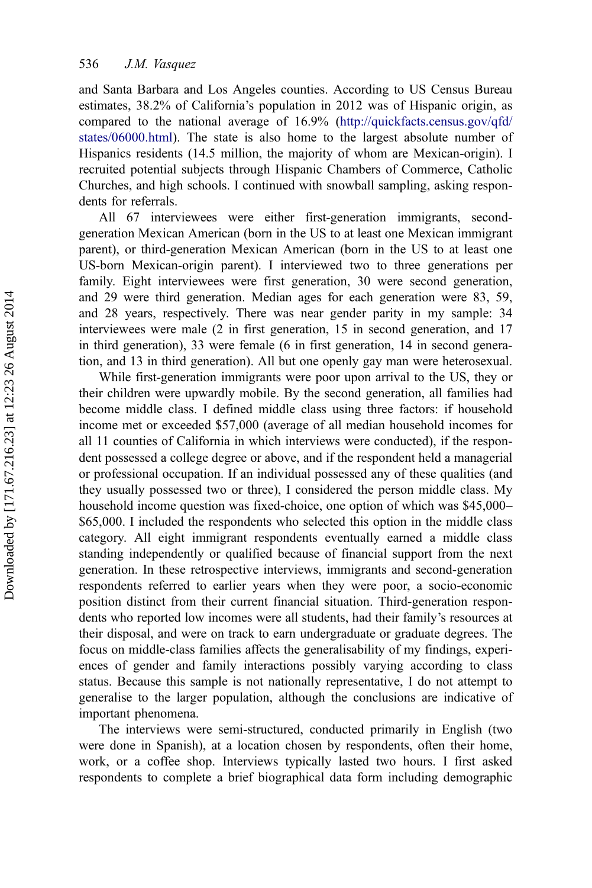and Santa Barbara and Los Angeles counties. According to US Census Bureau estimates, 38.2% of California's population in 2012 was of Hispanic origin, as compared to the national average of 16.9% (http://quickfacts.census.gov/qfd/states/06000.html). The state is also home to the largest absolute number of Hispanics residents (14.5 million, the majority of whom are Mexican-origin). I recruited potential subjects through Hispanic Chambers of Commerce, Catholic Churches, and high schools. I continued with snowball sampling, asking respondents for referrals.

All 67 interviewees were either first-generation immigrants, second-generation Mexican American (born in the US to at least one Mexican immigrant parent), or third-generation Mexican American (born in the US to at least one US-born Mexican-origin parent). I interviewed two to three generations per family. Eight interviewees were first generation, 30 were second generation, and 29 were third generation. Median ages for each generation were 83, 59, and 28 years, respectively. There was near gender parity in my sample: 34 interviewees were male (2 in first generation, 15 in second generation, and 17 in third generation), 33 were female (6 in first generation, 14 in second generation, and 13 in third generation). All but one openly gay man were heterosexual.

While first-generation immigrants were poor upon arrival to the US, they or their children were upwardly mobile. By the second generation, all families had become middle class. I defined middle class using three factors: if household income met or exceeded $57,000 (average of all median household incomes for all 11 counties of California in which interviews were conducted), if the respondent possessed a college degree or above, and if the respondent held a managerial or professional occupation. If an individual possessed any of these qualities (and they usually possessed two or three), I considered the person middle class. My household income question was fixed-choice, one option of which was $45,000–$65,000. I included the respondents who selected this option in the middle class category. All eight immigrant respondents eventually earned a middle class standing independently or qualified because of financial support from the next generation. In these retrospective interviews, immigrants and second-generation respondents referred to earlier years when they were poor, a socio-economic position distinct from their current financial situation. Third-generation respondents who reported low incomes were all students, had their family's resources at their disposal, and were on track to earn undergraduate or graduate degrees. The focus on middle-class families affects the generalisability of my findings, experiences of gender and family interactions possibly varying according to class status. Because this sample is not nationally representative, I do not attempt to generalise to the larger population, although the conclusions are indicative of important phenomena.

The interviews were semi-structured, conducted primarily in English (two were done in Spanish), at a location chosen by respondents, often their home, work, or a coffee shop. Interviews typically lasted two hours. I first asked respondents to complete a brief biographical data form including demographic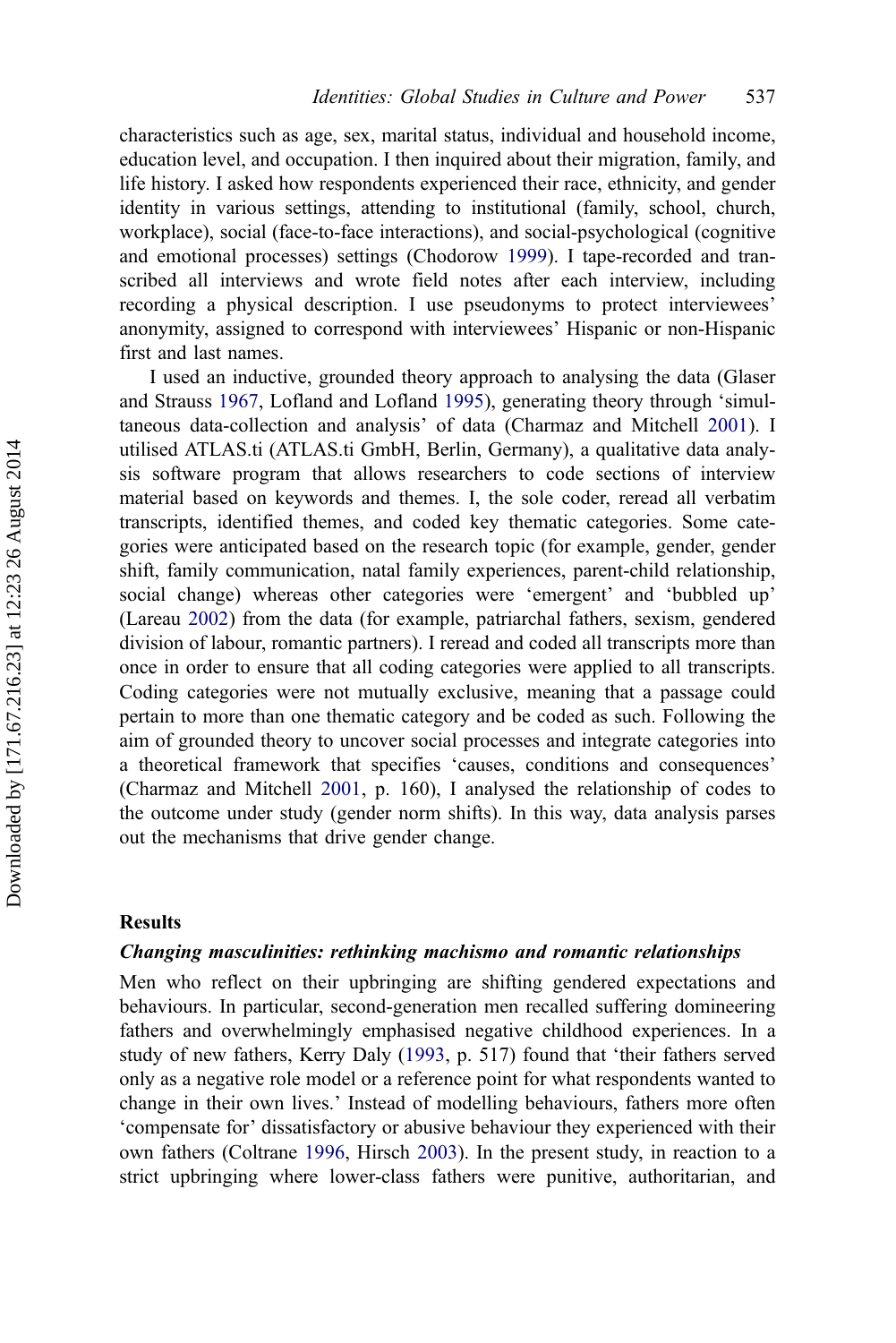characteristics such as age, sex, marital status, individual and household income, education level, and occupation. I then inquired about their migration, family, and life history. I asked how respondents experienced their race, ethnicity, and gender identity in various settings, attending to institutional (family, school, church, workplace), social (face-to-face interactions), and social-psychological (cognitive and emotional processes) settings (Chodorow 1999). I tape-recorded and transcribed all interviews and wrote field notes after each interview, including recording a physical description. I use pseudonyms to protect interviewees' anonymity, assigned to correspond with interviewees' Hispanic or non-Hispanic first and last names.

I used an inductive, grounded theory approach to analysing the data (Glaser and Strauss 1967, Lofland and Lofland 1995), generating theory through 'simultaneous data-collection and analysis' of data (Charmaz and Mitchell 2001). I utilised ATLAS.ti (ATLAS.ti GmbH, Berlin, Germany), a qualitative data analysis software program that allows researchers to code sections of interview material based on keywords and themes. I, the sole coder, reread all verbatim transcripts, identified themes, and coded key thematic categories. Some categories were anticipated based on the research topic (for example, gender, gender shift, family communication, natal family experiences, parent-child relationship, social change) whereas other categories were 'emergent' and 'bubbled up' (Lareau 2002) from the data (for example, patriarchal fathers, sexism, gendered division of labour, romantic partners). I reread and coded all transcripts more than once in order to ensure that all coding categories were applied to all transcripts. Coding categories were not mutually exclusive, meaning that a passage could pertain to more than one thematic category and be coded as such. Following the aim of grounded theory to uncover social processes and integrate categories into a theoretical framework that specifies 'causes, conditions and consequences' (Charmaz and Mitchell 2001, p. 160), I analysed the relationship of codes to the outcome under study (gender norm shifts). In this way, data analysis parses out the mechanisms that drive gender change.

## Results

### *Changing masculinities: rethinking machismo and romantic relationships*

Men who reflect on their upbringing are shifting gendered expectations and behaviours. In particular, second-generation men recalled suffering domineering fathers and overwhelmingly emphasised negative childhood experiences. In a study of new fathers, Kerry Daly (1993, p. 517) found that 'their fathers served only as a negative role model or a reference point for what respondents wanted to change in their own lives.' Instead of modelling behaviours, fathers more often 'compensate for' dissatisfactory or abusive behaviour they experienced with their own fathers (Coltrane 1996, Hirsch 2003). In the present study, in reaction to a strict upbringing where lower-class fathers were punitive, authoritarian, and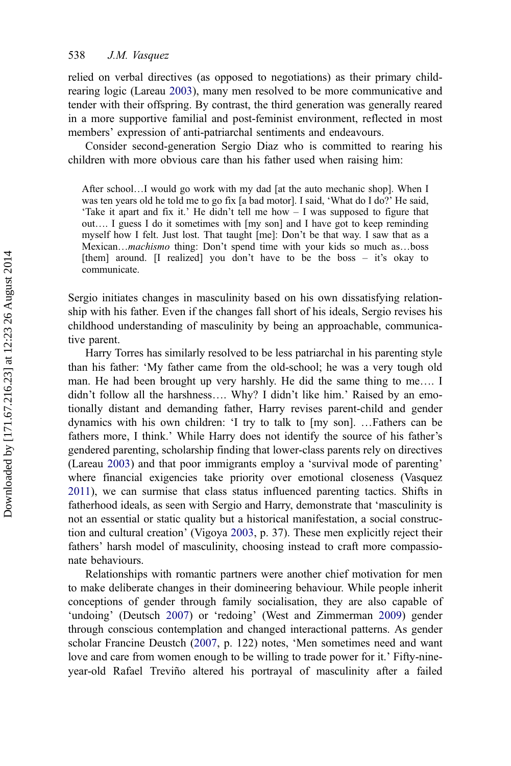relied on verbal directives (as opposed to negotiations) as their primary child-rearing logic (Lareau 2003), many men resolved to be more communicative and tender with their offspring. By contrast, the third generation was generally reared in a more supportive familial and post-feminist environment, reflected in most members' expression of anti-patriarchal sentiments and endeavours.

Consider second-generation Sergio Diaz who is committed to rearing his children with more obvious care than his father used when raising him:

> After school…I would go work with my dad [at the auto mechanic shop]. When I was ten years old he told me to go fix [a bad motor]. I said, 'What do I do?' He said, 'Take it apart and fix it.' He didn't tell me how – I was supposed to figure that out…. I guess I do it sometimes with [my son] and I have got to keep reminding myself how I felt. Just lost. That taught [me]: Don't be that way. I saw that as a Mexican…*machismo* thing: Don't spend time with your kids so much as…boss [them] around. [I realized] you don't have to be the boss – it's okay to communicate.

Sergio initiates changes in masculinity based on his own dissatisfying relationship with his father. Even if the changes fall short of his ideals, Sergio revises his childhood understanding of masculinity by being an approachable, communicative parent.

Harry Torres has similarly resolved to be less patriarchal in his parenting style than his father: 'My father came from the old-school; he was a very tough old man. He had been brought up very harshly. He did the same thing to me…. I didn't follow all the harshness…. Why? I didn't like him.' Raised by an emotionally distant and demanding father, Harry revises parent-child and gender dynamics with his own children: 'I try to talk to [my son]. …Fathers can be fathers more, I think.' While Harry does not identify the source of his father's gendered parenting, scholarship finding that lower-class parents rely on directives (Lareau 2003) and that poor immigrants employ a 'survival mode of parenting' where financial exigencies take priority over emotional closeness (Vasquez 2011), we can surmise that class status influenced parenting tactics. Shifts in fatherhood ideals, as seen with Sergio and Harry, demonstrate that 'masculinity is not an essential or static quality but a historical manifestation, a social construction and cultural creation' (Vigoya 2003, p. 37). These men explicitly reject their fathers' harsh model of masculinity, choosing instead to craft more compassionate behaviours.

Relationships with romantic partners were another chief motivation for men to make deliberate changes in their domineering behaviour. While people inherit conceptions of gender through family socialisation, they are also capable of 'undoing' (Deutsch 2007) or 'redoing' (West and Zimmerman 2009) gender through conscious contemplation and changed interactional patterns. As gender scholar Francine Deustch (2007, p. 122) notes, 'Men sometimes need and want love and care from women enough to be willing to trade power for it.' Fifty-nine-year-old Rafael Treviño altered his portrayal of masculinity after a failed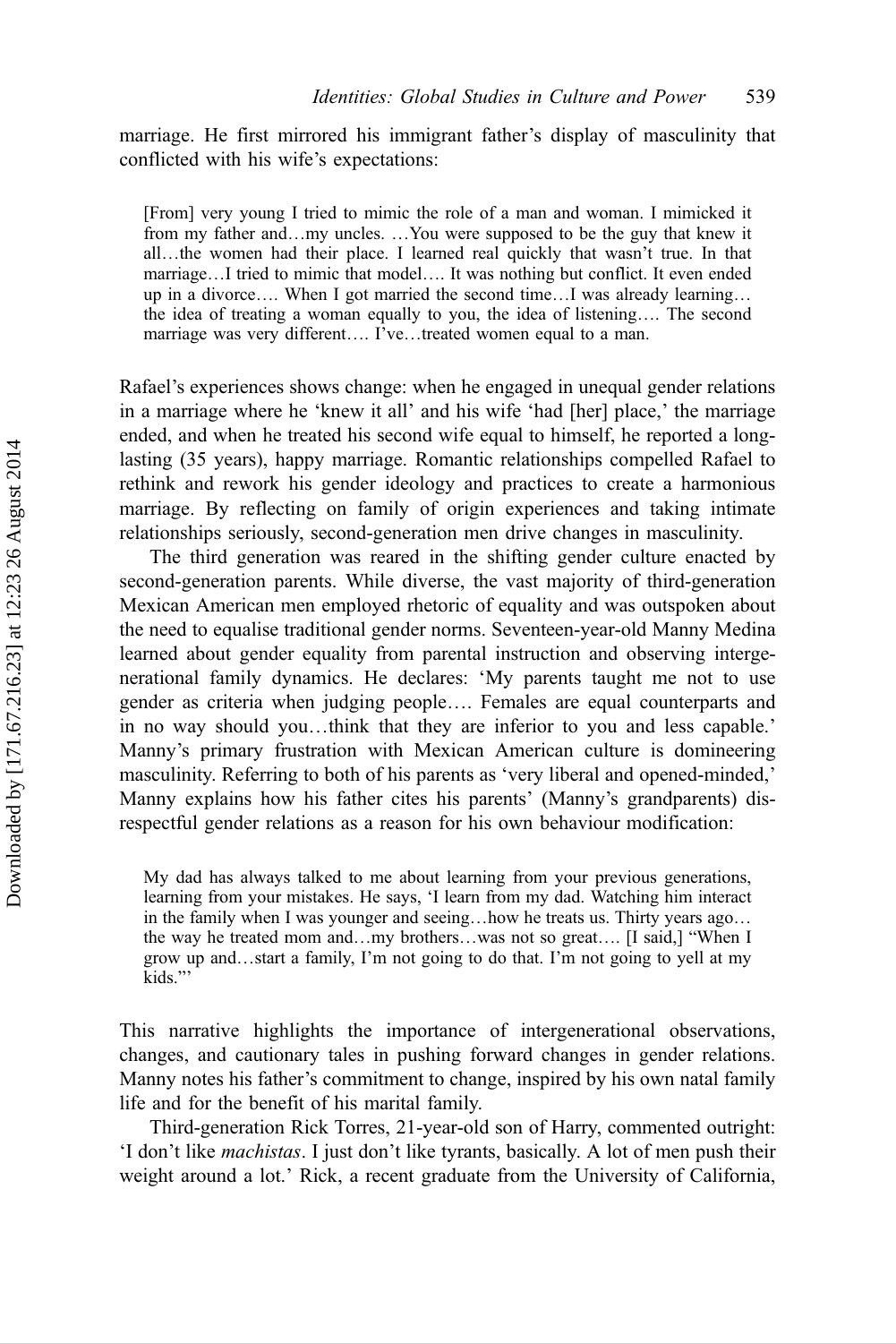marriage. He first mirrored his immigrant father's display of masculinity that conflicted with his wife's expectations:

> [From] very young I tried to mimic the role of a man and woman. I mimicked it from my father and…my uncles. …You were supposed to be the guy that knew it all…the women had their place. I learned real quickly that wasn't true. In that marriage…I tried to mimic that model…. It was nothing but conflict. It even ended up in a divorce…. When I got married the second time…I was already learning… the idea of treating a woman equally to you, the idea of listening…. The second marriage was very different…. I've…treated women equal to a man.

Rafael's experiences shows change: when he engaged in unequal gender relations in a marriage where he 'knew it all' and his wife 'had [her] place,' the marriage ended, and when he treated his second wife equal to himself, he reported a long-lasting (35 years), happy marriage. Romantic relationships compelled Rafael to rethink and rework his gender ideology and practices to create a harmonious marriage. By reflecting on family of origin experiences and taking intimate relationships seriously, second-generation men drive changes in masculinity.

The third generation was reared in the shifting gender culture enacted by second-generation parents. While diverse, the vast majority of third-generation Mexican American men employed rhetoric of equality and was outspoken about the need to equalise traditional gender norms. Seventeen-year-old Manny Medina learned about gender equality from parental instruction and observing intergenerational family dynamics. He declares: 'My parents taught me not to use gender as criteria when judging people…. Females are equal counterparts and in no way should you…think that they are inferior to you and less capable.' Manny's primary frustration with Mexican American culture is domineering masculinity. Referring to both of his parents as 'very liberal and opened-minded,' Manny explains how his father cites his parents' (Manny's grandparents) disrespectful gender relations as a reason for his own behaviour modification:

> My dad has always talked to me about learning from your previous generations, learning from your mistakes. He says, 'I learn from my dad. Watching him interact in the family when I was younger and seeing…how he treats us. Thirty years ago… the way he treated mom and…my brothers…was not so great…. [I said,] "When I grow up and…start a family, I'm not going to do that. I'm not going to yell at my kids."'

This narrative highlights the importance of intergenerational observations, changes, and cautionary tales in pushing forward changes in gender relations. Manny notes his father's commitment to change, inspired by his own natal family life and for the benefit of his marital family.

Third-generation Rick Torres, 21-year-old son of Harry, commented outright: 'I don't like *machistas*. I just don't like tyrants, basically. A lot of men push their weight around a lot.' Rick, a recent graduate from the University of California,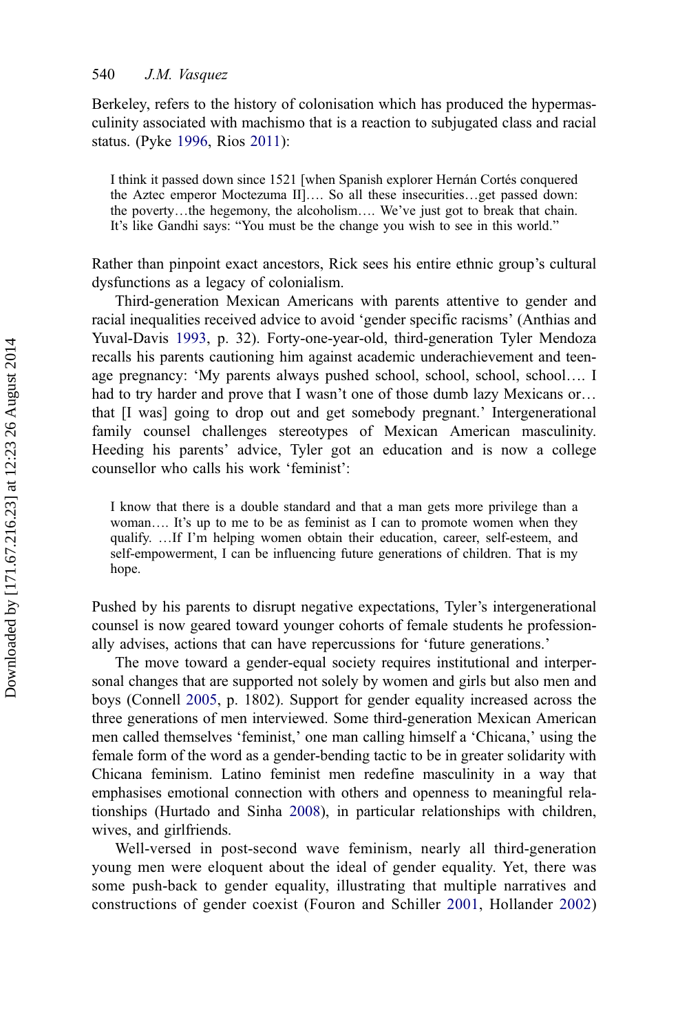Berkeley, refers to the history of colonisation which has produced the hypermasculinity associated with machismo that is a reaction to subjugated class and racial status. (Pyke 1996, Rios 2011):

> I think it passed down since 1521 [when Spanish explorer Hernán Cortés conquered the Aztec emperor Moctezuma II]…. So all these insecurities…get passed down: the poverty…the hegemony, the alcoholism…. We've just got to break that chain. It's like Gandhi says: "You must be the change you wish to see in this world."

Rather than pinpoint exact ancestors, Rick sees his entire ethnic group's cultural dysfunctions as a legacy of colonialism.

Third-generation Mexican Americans with parents attentive to gender and racial inequalities received advice to avoid 'gender specific racisms' (Anthias and Yuval-Davis 1993, p. 32). Forty-one-year-old, third-generation Tyler Mendoza recalls his parents cautioning him against academic underachievement and teenage pregnancy: 'My parents always pushed school, school, school, school…. I had to try harder and prove that I wasn't one of those dumb lazy Mexicans or… that [I was] going to drop out and get somebody pregnant.' Intergenerational family counsel challenges stereotypes of Mexican American masculinity. Heeding his parents' advice, Tyler got an education and is now a college counsellor who calls his work 'feminist':

> I know that there is a double standard and that a man gets more privilege than a woman…. It's up to me to be as feminist as I can to promote women when they qualify. …If I'm helping women obtain their education, career, self-esteem, and self-empowerment, I can be influencing future generations of children. That is my hope.

Pushed by his parents to disrupt negative expectations, Tyler's intergenerational counsel is now geared toward younger cohorts of female students he professionally advises, actions that can have repercussions for 'future generations.'

The move toward a gender-equal society requires institutional and interpersonal changes that are supported not solely by women and girls but also men and boys (Connell 2005, p. 1802). Support for gender equality increased across the three generations of men interviewed. Some third-generation Mexican American men called themselves 'feminist,' one man calling himself a 'Chicana,' using the female form of the word as a gender-bending tactic to be in greater solidarity with Chicana feminism. Latino feminist men redefine masculinity in a way that emphasises emotional connection with others and openness to meaningful relationships (Hurtado and Sinha 2008), in particular relationships with children, wives, and girlfriends.

Well-versed in post-second wave feminism, nearly all third-generation young men were eloquent about the ideal of gender equality. Yet, there was some push-back to gender equality, illustrating that multiple narratives and constructions of gender coexist (Fouron and Schiller 2001, Hollander 2002)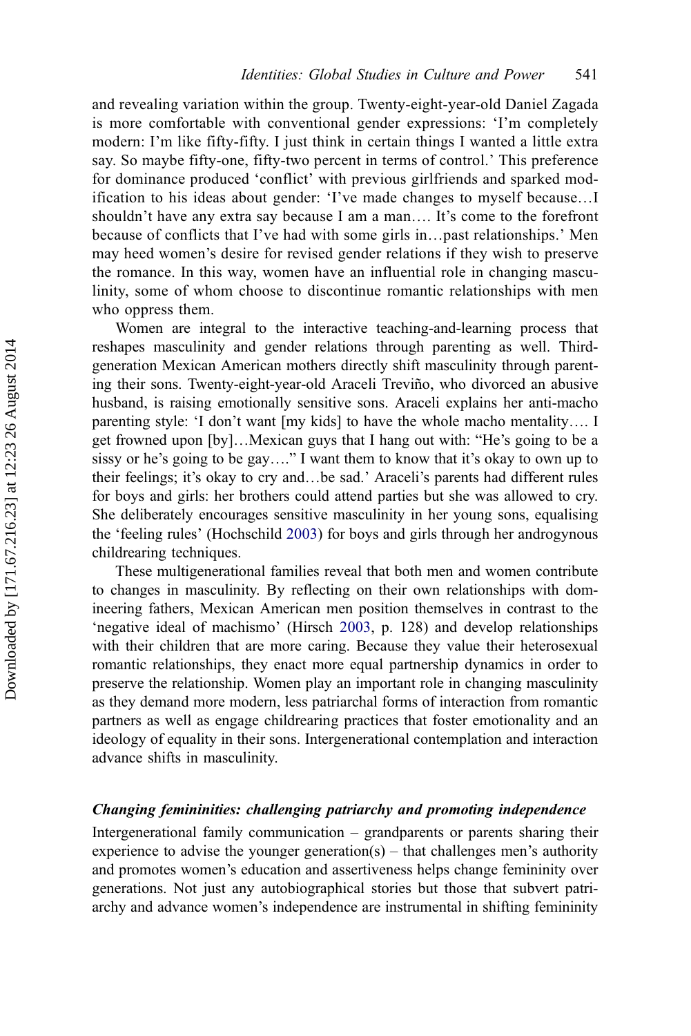and revealing variation within the group. Twenty-eight-year-old Daniel Zagada is more comfortable with conventional gender expressions: 'I'm completely modern: I'm like fifty-fifty. I just think in certain things I wanted a little extra say. So maybe fifty-one, fifty-two percent in terms of control.' This preference for dominance produced 'conflict' with previous girlfriends and sparked modification to his ideas about gender: 'I've made changes to myself because…I shouldn't have any extra say because I am a man…. It's come to the forefront because of conflicts that I've had with some girls in…past relationships.' Men may heed women's desire for revised gender relations if they wish to preserve the romance. In this way, women have an influential role in changing masculinity, some of whom choose to discontinue romantic relationships with men who oppress them.

Women are integral to the interactive teaching-and-learning process that reshapes masculinity and gender relations through parenting as well. Third-generation Mexican American mothers directly shift masculinity through parenting their sons. Twenty-eight-year-old Araceli Treviño, who divorced an abusive husband, is raising emotionally sensitive sons. Araceli explains her anti-macho parenting style: 'I don't want [my kids] to have the whole macho mentality…. I get frowned upon [by]…Mexican guys that I hang out with: "He's going to be a sissy or he's going to be gay…." I want them to know that it's okay to own up to their feelings; it's okay to cry and…be sad.' Araceli's parents had different rules for boys and girls: her brothers could attend parties but she was allowed to cry. She deliberately encourages sensitive masculinity in her young sons, equalising the 'feeling rules' (Hochschild 2003) for boys and girls through her androgynous childrearing techniques.

These multigenerational families reveal that both men and women contribute to changes in masculinity. By reflecting on their own relationships with domineering fathers, Mexican American men position themselves in contrast to the 'negative ideal of machismo' (Hirsch 2003, p. 128) and develop relationships with their children that are more caring. Because they value their heterosexual romantic relationships, they enact more equal partnership dynamics in order to preserve the relationship. Women play an important role in changing masculinity as they demand more modern, less patriarchal forms of interaction from romantic partners as well as engage childrearing practices that foster emotionality and an ideology of equality in their sons. Intergenerational contemplation and interaction advance shifts in masculinity.

### *Changing femininities: challenging patriarchy and promoting independence*

Intergenerational family communication – grandparents or parents sharing their experience to advise the younger generation(s) – that challenges men's authority and promotes women's education and assertiveness helps change femininity over generations. Not just any autobiographical stories but those that subvert patriarchy and advance women's independence are instrumental in shifting femininity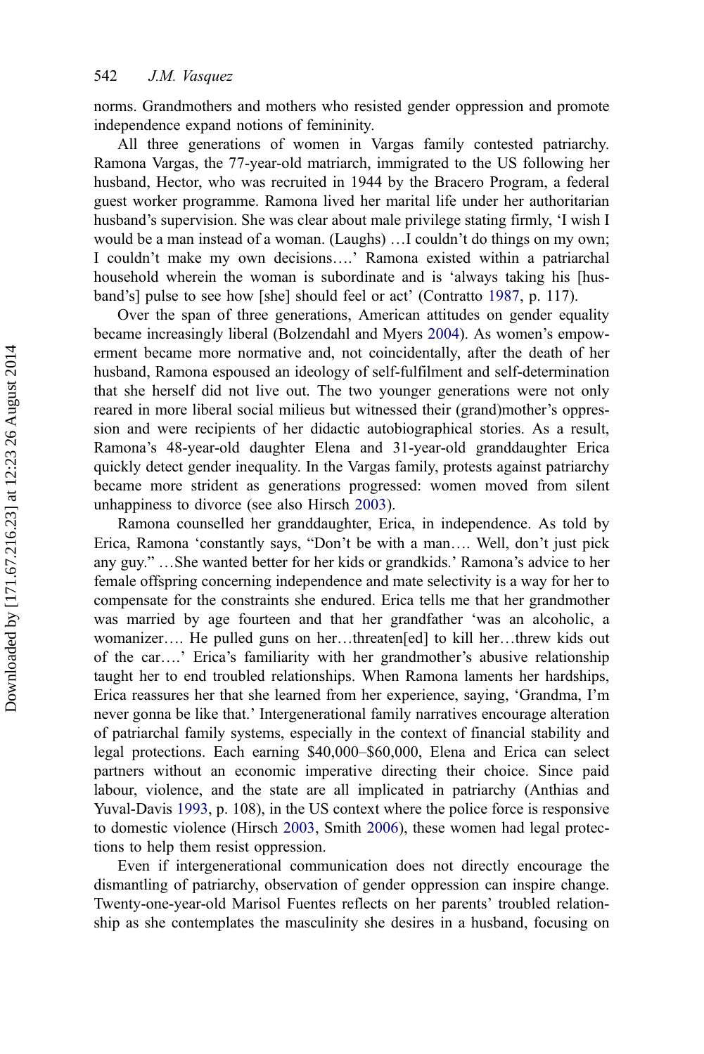norms. Grandmothers and mothers who resisted gender oppression and promote independence expand notions of femininity.

All three generations of women in Vargas family contested patriarchy. Ramona Vargas, the 77-year-old matriarch, immigrated to the US following her husband, Hector, who was recruited in 1944 by the Bracero Program, a federal guest worker programme. Ramona lived her marital life under her authoritarian husband's supervision. She was clear about male privilege stating firmly, 'I wish I would be a man instead of a woman. (Laughs) …I couldn't do things on my own; I couldn't make my own decisions….' Ramona existed within a patriarchal household wherein the woman is subordinate and is 'always taking his [husband's] pulse to see how [she] should feel or act' (Contratto 1987, p. 117).

Over the span of three generations, American attitudes on gender equality became increasingly liberal (Bolzendahl and Myers 2004). As women's empowerment became more normative and, not coincidentally, after the death of her husband, Ramona espoused an ideology of self-fulfilment and self-determination that she herself did not live out. The two younger generations were not only reared in more liberal social milieus but witnessed their (grand)mother's oppression and were recipients of her didactic autobiographical stories. As a result, Ramona's 48-year-old daughter Elena and 31-year-old granddaughter Erica quickly detect gender inequality. In the Vargas family, protests against patriarchy became more strident as generations progressed: women moved from silent unhappiness to divorce (see also Hirsch 2003).

Ramona counselled her granddaughter, Erica, in independence. As told by Erica, Ramona 'constantly says, "Don't be with a man…. Well, don't just pick any guy." …She wanted better for her kids or grandkids.' Ramona's advice to her female offspring concerning independence and mate selectivity is a way for her to compensate for the constraints she endured. Erica tells me that her grandmother was married by age fourteen and that her grandfather 'was an alcoholic, a womanizer…. He pulled guns on her…threaten[ed] to kill her…threw kids out of the car….' Erica's familiarity with her grandmother's abusive relationship taught her to end troubled relationships. When Ramona laments her hardships, Erica reassures her that she learned from her experience, saying, 'Grandma, I'm never gonna be like that.' Intergenerational family narratives encourage alteration of patriarchal family systems, especially in the context of financial stability and legal protections. Each earning $40,000–$60,000, Elena and Erica can select partners without an economic imperative directing their choice. Since paid labour, violence, and the state are all implicated in patriarchy (Anthias and Yuval-Davis 1993, p. 108), in the US context where the police force is responsive to domestic violence (Hirsch 2003, Smith 2006), these women had legal protections to help them resist oppression.

Even if intergenerational communication does not directly encourage the dismantling of patriarchy, observation of gender oppression can inspire change. Twenty-one-year-old Marisol Fuentes reflects on her parents' troubled relationship as she contemplates the masculinity she desires in a husband, focusing on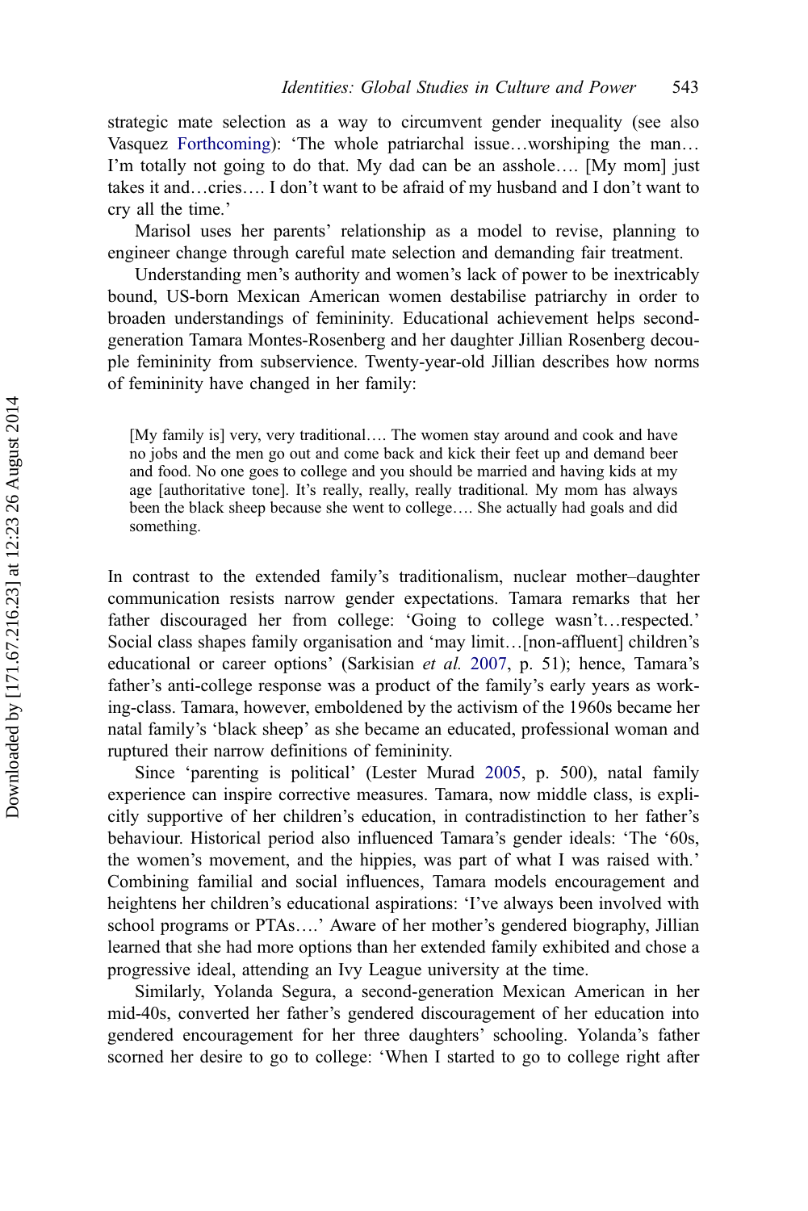strategic mate selection as a way to circumvent gender inequality (see also Vasquez Forthcoming): 'The whole patriarchal issue…worshiping the man… I'm totally not going to do that. My dad can be an asshole…. [My mom] just takes it and…cries…. I don't want to be afraid of my husband and I don't want to cry all the time.'

Marisol uses her parents' relationship as a model to revise, planning to engineer change through careful mate selection and demanding fair treatment.

Understanding men's authority and women's lack of power to be inextricably bound, US-born Mexican American women destabilise patriarchy in order to broaden understandings of femininity. Educational achievement helps second-generation Tamara Montes-Rosenberg and her daughter Jillian Rosenberg decouple femininity from subservience. Twenty-year-old Jillian describes how norms of femininity have changed in her family:

> [My family is] very, very traditional…. The women stay around and cook and have no jobs and the men go out and come back and kick their feet up and demand beer and food. No one goes to college and you should be married and having kids at my age [authoritative tone]. It's really, really, really traditional. My mom has always been the black sheep because she went to college…. She actually had goals and did something.

In contrast to the extended family's traditionalism, nuclear mother–daughter communication resists narrow gender expectations. Tamara remarks that her father discouraged her from college: 'Going to college wasn't…respected.' Social class shapes family organisation and 'may limit…[non-affluent] children's educational or career options' (Sarkisian *et al.* 2007, p. 51); hence, Tamara's father's anti-college response was a product of the family's early years as working-class. Tamara, however, emboldened by the activism of the 1960s became her natal family's 'black sheep' as she became an educated, professional woman and ruptured their narrow definitions of femininity.

Since 'parenting is political' (Lester Murad 2005, p. 500), natal family experience can inspire corrective measures. Tamara, now middle class, is explicitly supportive of her children's education, in contradistinction to her father's behaviour. Historical period also influenced Tamara's gender ideals: 'The '60s, the women's movement, and the hippies, was part of what I was raised with.' Combining familial and social influences, Tamara models encouragement and heightens her children's educational aspirations: 'I've always been involved with school programs or PTAs….' Aware of her mother's gendered biography, Jillian learned that she had more options than her extended family exhibited and chose a progressive ideal, attending an Ivy League university at the time.

Similarly, Yolanda Segura, a second-generation Mexican American in her mid-40s, converted her father's gendered discouragement of her education into gendered encouragement for her three daughters' schooling. Yolanda's father scorned her desire to go to college: 'When I started to go to college right after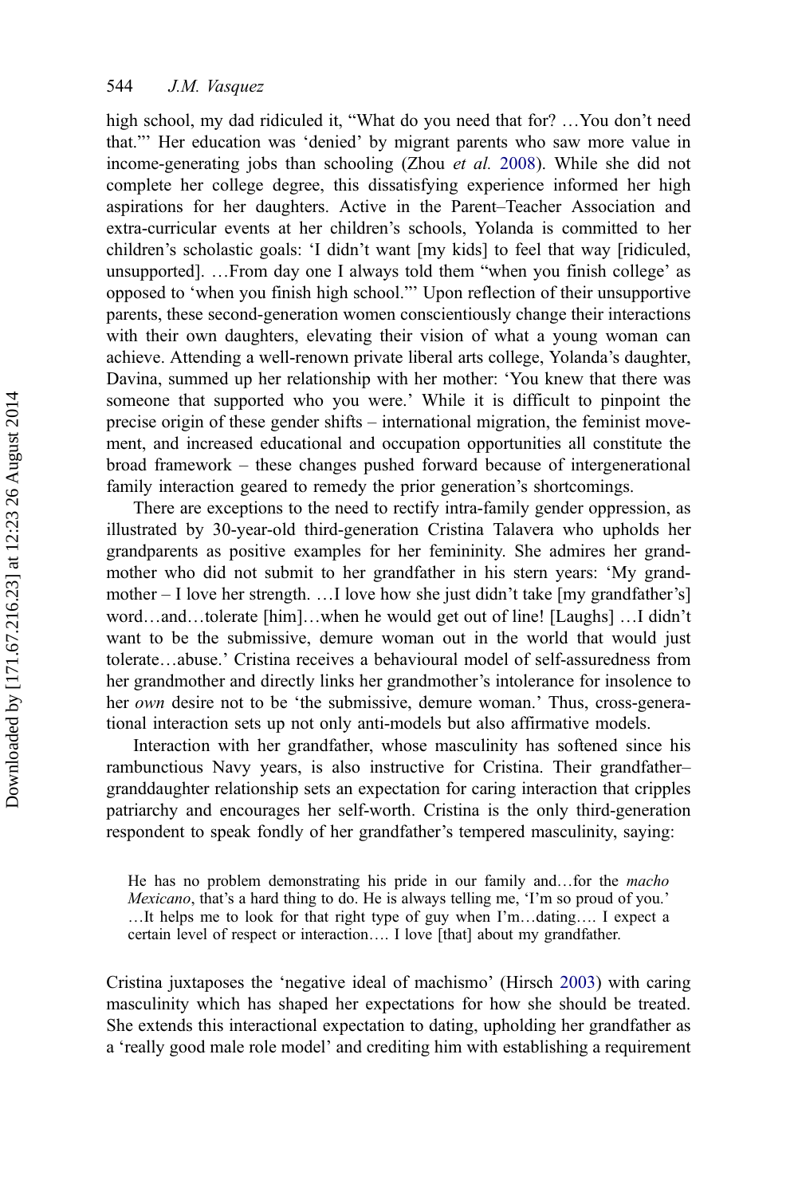high school, my dad ridiculed it, "What do you need that for? …You don't need that."' Her education was 'denied' by migrant parents who saw more value in income-generating jobs than schooling (Zhou *et al.* 2008). While she did not complete her college degree, this dissatisfying experience informed her high aspirations for her daughters. Active in the Parent–Teacher Association and extra-curricular events at her children's schools, Yolanda is committed to her children's scholastic goals: 'I didn't want [my kids] to feel that way [ridiculed, unsupported]. …From day one I always told them "when you finish college' as opposed to 'when you finish high school."' Upon reflection of their unsupportive parents, these second-generation women conscientiously change their interactions with their own daughters, elevating their vision of what a young woman can achieve. Attending a well-renown private liberal arts college, Yolanda's daughter, Davina, summed up her relationship with her mother: 'You knew that there was someone that supported who you were.' While it is difficult to pinpoint the precise origin of these gender shifts – international migration, the feminist movement, and increased educational and occupation opportunities all constitute the broad framework – these changes pushed forward because of intergenerational family interaction geared to remedy the prior generation's shortcomings.

There are exceptions to the need to rectify intra-family gender oppression, as illustrated by 30-year-old third-generation Cristina Talavera who upholds her grandparents as positive examples for her femininity. She admires her grandmother who did not submit to her grandfather in his stern years: 'My grandmother – I love her strength. …I love how she just didn't take [my grandfather's] word…and…tolerate [him]…when he would get out of line! [Laughs] …I didn't want to be the submissive, demure woman out in the world that would just tolerate…abuse.' Cristina receives a behavioural model of self-assuredness from her grandmother and directly links her grandmother's intolerance for insolence to her *own* desire not to be 'the submissive, demure woman.' Thus, cross-generational interaction sets up not only anti-models but also affirmative models.

Interaction with her grandfather, whose masculinity has softened since his rambunctious Navy years, is also instructive for Cristina. Their grandfather–granddaughter relationship sets an expectation for caring interaction that cripples patriarchy and encourages her self-worth. Cristina is the only third-generation respondent to speak fondly of her grandfather's tempered masculinity, saying:

> He has no problem demonstrating his pride in our family and…for the *macho Mexicano*, that's a hard thing to do. He is always telling me, 'I'm so proud of you.' …It helps me to look for that right type of guy when I'm…dating…. I expect a certain level of respect or interaction…. I love [that] about my grandfather.

Cristina juxtaposes the 'negative ideal of machismo' (Hirsch 2003) with caring masculinity which has shaped her expectations for how she should be treated. She extends this interactional expectation to dating, upholding her grandfather as a 'really good male role model' and crediting him with establishing a requirement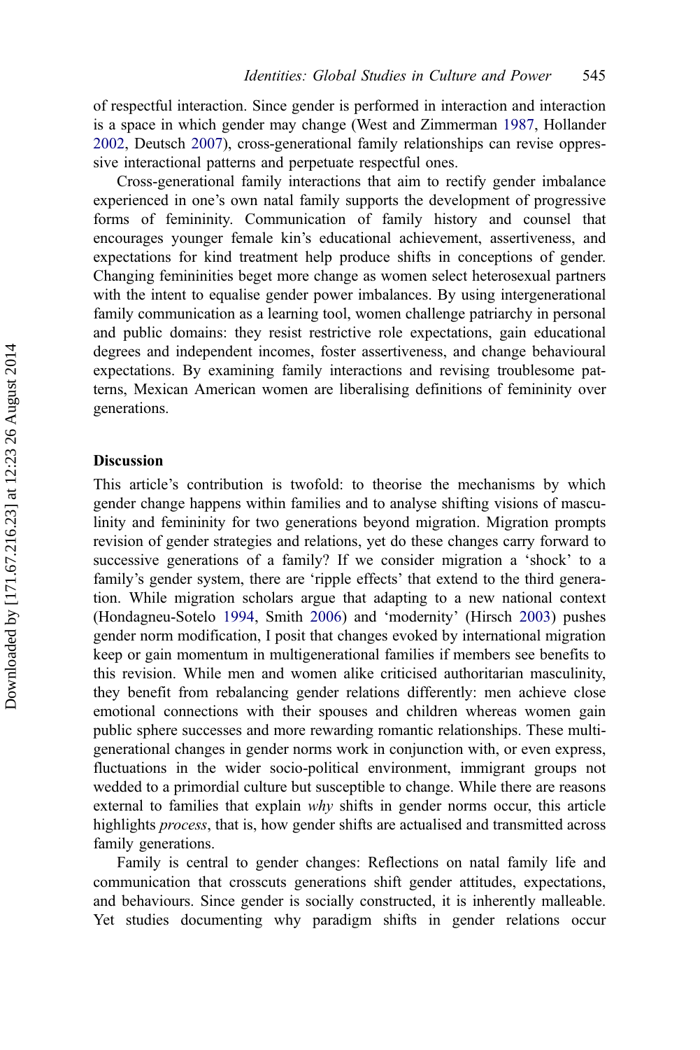of respectful interaction. Since gender is performed in interaction and interaction is a space in which gender may change (West and Zimmerman 1987, Hollander 2002, Deutsch 2007), cross-generational family relationships can revise oppressive interactional patterns and perpetuate respectful ones.

Cross-generational family interactions that aim to rectify gender imbalance experienced in one's own natal family supports the development of progressive forms of femininity. Communication of family history and counsel that encourages younger female kin's educational achievement, assertiveness, and expectations for kind treatment help produce shifts in conceptions of gender. Changing femininities beget more change as women select heterosexual partners with the intent to equalise gender power imbalances. By using intergenerational family communication as a learning tool, women challenge patriarchy in personal and public domains: they resist restrictive role expectations, gain educational degrees and independent incomes, foster assertiveness, and change behavioural expectations. By examining family interactions and revising troublesome patterns, Mexican American women are liberalising definitions of femininity over generations.

## Discussion

This article's contribution is twofold: to theorise the mechanisms by which gender change happens within families and to analyse shifting visions of masculinity and femininity for two generations beyond migration. Migration prompts revision of gender strategies and relations, yet do these changes carry forward to successive generations of a family? If we consider migration a 'shock' to a family's gender system, there are 'ripple effects' that extend to the third generation. While migration scholars argue that adapting to a new national context (Hondagneu-Sotelo 1994, Smith 2006) and 'modernity' (Hirsch 2003) pushes gender norm modification, I posit that changes evoked by international migration keep or gain momentum in multigenerational families if members see benefits to this revision. While men and women alike criticised authoritarian masculinity, they benefit from rebalancing gender relations differently: men achieve close emotional connections with their spouses and children whereas women gain public sphere successes and more rewarding romantic relationships. These multigenerational changes in gender norms work in conjunction with, or even express, fluctuations in the wider socio-political environment, immigrant groups not wedded to a primordial culture but susceptible to change. While there are reasons external to families that explain *why* shifts in gender norms occur, this article highlights *process*, that is, how gender shifts are actualised and transmitted across family generations.

Family is central to gender changes: Reflections on natal family life and communication that crosscuts generations shift gender attitudes, expectations, and behaviours. Since gender is socially constructed, it is inherently malleable. Yet studies documenting why paradigm shifts in gender relations occur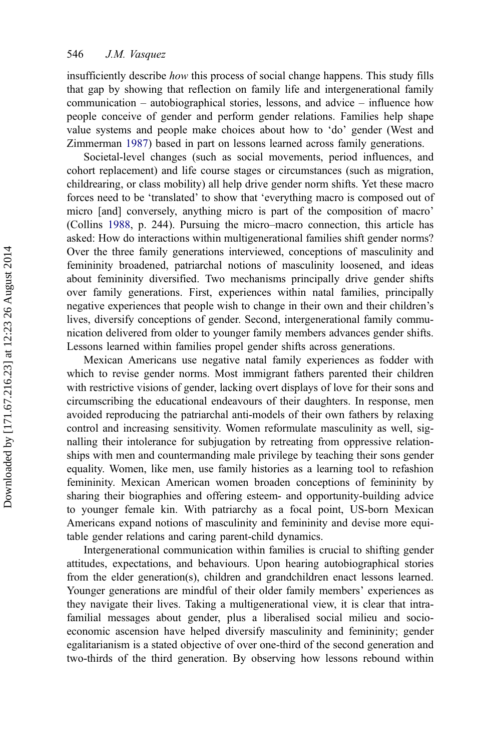insufficiently describe *how* this process of social change happens. This study fills that gap by showing that reflection on family life and intergenerational family communication – autobiographical stories, lessons, and advice – influence how people conceive of gender and perform gender relations. Families help shape value systems and people make choices about how to 'do' gender (West and Zimmerman 1987) based in part on lessons learned across family generations.

Societal-level changes (such as social movements, period influences, and cohort replacement) and life course stages or circumstances (such as migration, childrearing, or class mobility) all help drive gender norm shifts. Yet these macro forces need to be 'translated' to show that 'everything macro is composed out of micro [and] conversely, anything micro is part of the composition of macro' (Collins 1988, p. 244). Pursuing the micro–macro connection, this article has asked: How do interactions within multigenerational families shift gender norms? Over the three family generations interviewed, conceptions of masculinity and femininity broadened, patriarchal notions of masculinity loosened, and ideas about femininity diversified. Two mechanisms principally drive gender shifts over family generations. First, experiences within natal families, principally negative experiences that people wish to change in their own and their children's lives, diversify conceptions of gender. Second, intergenerational family communication delivered from older to younger family members advances gender shifts. Lessons learned within families propel gender shifts across generations.

Mexican Americans use negative natal family experiences as fodder with which to revise gender norms. Most immigrant fathers parented their children with restrictive visions of gender, lacking overt displays of love for their sons and circumscribing the educational endeavours of their daughters. In response, men avoided reproducing the patriarchal anti-models of their own fathers by relaxing control and increasing sensitivity. Women reformulate masculinity as well, signalling their intolerance for subjugation by retreating from oppressive relationships with men and countermanding male privilege by teaching their sons gender equality. Women, like men, use family histories as a learning tool to refashion femininity. Mexican American women broaden conceptions of femininity by sharing their biographies and offering esteem- and opportunity-building advice to younger female kin. With patriarchy as a focal point, US-born Mexican Americans expand notions of masculinity and femininity and devise more equitable gender relations and caring parent-child dynamics.

Intergenerational communication within families is crucial to shifting gender attitudes, expectations, and behaviours. Upon hearing autobiographical stories from the elder generation(s), children and grandchildren enact lessons learned. Younger generations are mindful of their older family members' experiences as they navigate their lives. Taking a multigenerational view, it is clear that intrafamilial messages about gender, plus a liberalised social milieu and socioeconomic ascension have helped diversify masculinity and femininity; gender egalitarianism is a stated objective of over one-third of the second generation and two-thirds of the third generation. By observing how lessons rebound within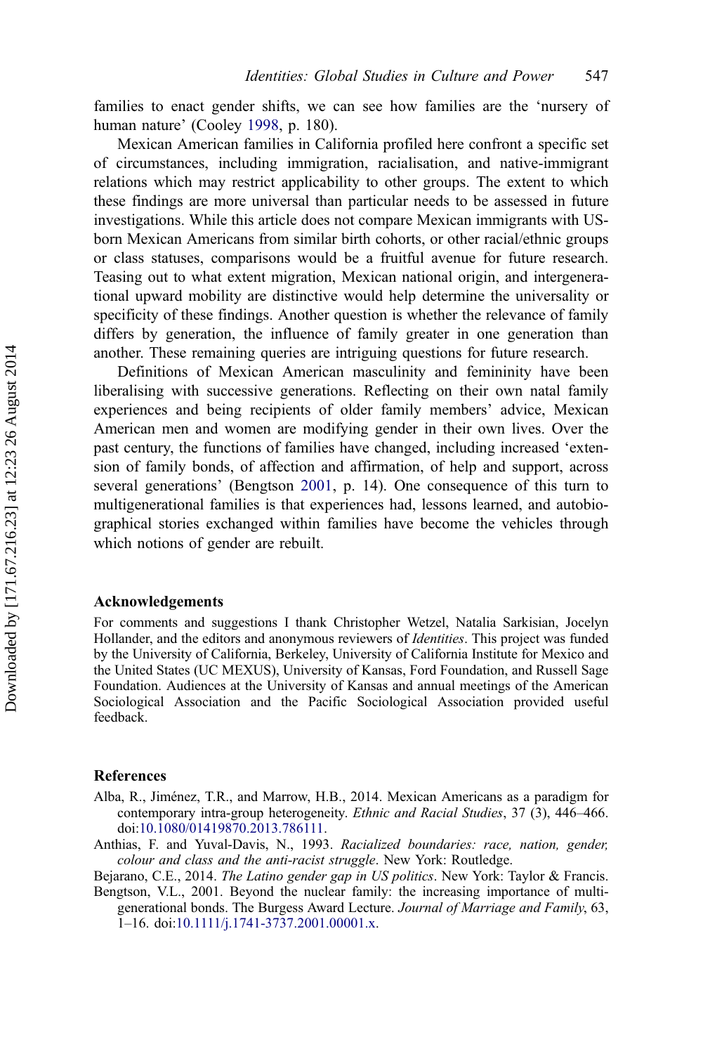families to enact gender shifts, we can see how families are the 'nursery of human nature' (Cooley 1998, p. 180).

Mexican American families in California profiled here confront a specific set of circumstances, including immigration, racialisation, and native-immigrant relations which may restrict applicability to other groups. The extent to which these findings are more universal than particular needs to be assessed in future investigations. While this article does not compare Mexican immigrants with US-born Mexican Americans from similar birth cohorts, or other racial/ethnic groups or class statuses, comparisons would be a fruitful avenue for future research. Teasing out to what extent migration, Mexican national origin, and intergenerational upward mobility are distinctive would help determine the universality or specificity of these findings. Another question is whether the relevance of family differs by generation, the influence of family greater in one generation than another. These remaining queries are intriguing questions for future research.

Definitions of Mexican American masculinity and femininity have been liberalising with successive generations. Reflecting on their own natal family experiences and being recipients of older family members' advice, Mexican American men and women are modifying gender in their own lives. Over the past century, the functions of families have changed, including increased 'extension of family bonds, of affection and affirmation, of help and support, across several generations' (Bengtson 2001, p. 14). One consequence of this turn to multigenerational families is that experiences had, lessons learned, and autobiographical stories exchanged within families have become the vehicles through which notions of gender are rebuilt.

## Acknowledgements

For comments and suggestions I thank Christopher Wetzel, Natalia Sarkisian, Jocelyn Hollander, and the editors and anonymous reviewers of *Identities*. This project was funded by the University of California, Berkeley, University of California Institute for Mexico and the United States (UC MEXUS), University of Kansas, Ford Foundation, and Russell Sage Foundation. Audiences at the University of Kansas and annual meetings of the American Sociological Association and the Pacific Sociological Association provided useful feedback.

## References

Alba, R., Jiménez, T.R., and Marrow, H.B., 2014. Mexican Americans as a paradigm for contemporary intra-group heterogeneity. *Ethnic and Racial Studies*, 37 (3), 446–466. doi:10.1080/01419870.2013.786111.

Anthias, F. and Yuval-Davis, N., 1993. *Racialized boundaries: race, nation, gender, colour and class and the anti-racist struggle*. New York: Routledge.

Bejarano, C.E., 2014. *The Latino gender gap in US politics*. New York: Taylor & Francis.

Bengtson, V.L., 2001. Beyond the nuclear family: the increasing importance of multigenerational bonds. The Burgess Award Lecture. *Journal of Marriage and Family*, 63, 1–16. doi:10.1111/j.1741-3737.2001.00001.x.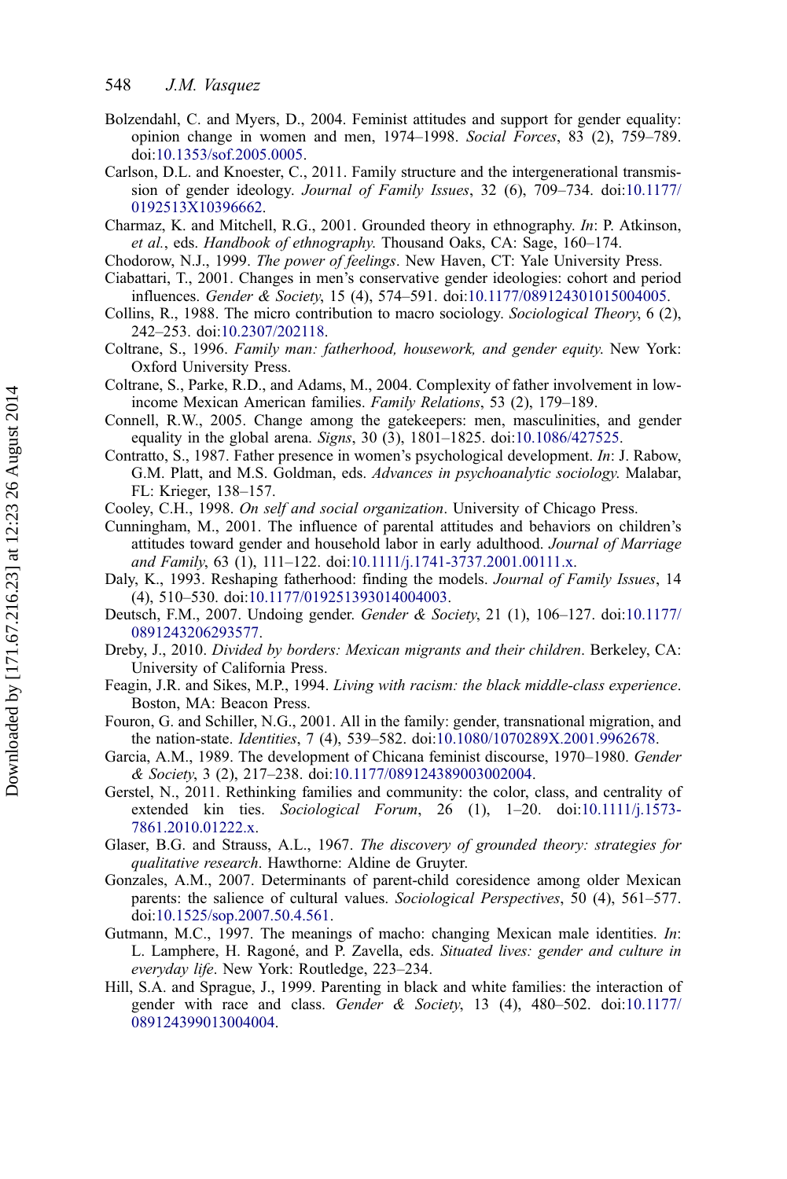Bolzendahl, C. and Myers, D., 2004. Feminist attitudes and support for gender equality: opinion change in women and men, 1974–1998. *Social Forces*, 83 (2), 759–789. doi:10.1353/sof.2005.0005.

Carlson, D.L. and Knoester, C., 2011. Family structure and the intergenerational transmission of gender ideology. *Journal of Family Issues*, 32 (6), 709–734. doi:10.1177/0192513X10396662.

Charmaz, K. and Mitchell, R.G., 2001. Grounded theory in ethnography. *In*: P. Atkinson, *et al.*, eds. *Handbook of ethnography*. Thousand Oaks, CA: Sage, 160–174.

Chodorow, N.J., 1999. *The power of feelings*. New Haven, CT: Yale University Press.

Ciabattari, T., 2001. Changes in men's conservative gender ideologies: cohort and period influences. *Gender & Society*, 15 (4), 574–591. doi:10.1177/089124301015004005.

Collins, R., 1988. The micro contribution to macro sociology. *Sociological Theory*, 6 (2), 242–253. doi:10.2307/202118.

Coltrane, S., 1996. *Family man: fatherhood, housework, and gender equity*. New York: Oxford University Press.

Coltrane, S., Parke, R.D., and Adams, M., 2004. Complexity of father involvement in low-income Mexican American families. *Family Relations*, 53 (2), 179–189.

Connell, R.W., 2005. Change among the gatekeepers: men, masculinities, and gender equality in the global arena. *Signs*, 30 (3), 1801–1825. doi:10.1086/427525.

Contratto, S., 1987. Father presence in women's psychological development. *In*: J. Rabow, G.M. Platt, and M.S. Goldman, eds. *Advances in psychoanalytic sociology*. Malabar, FL: Krieger, 138–157.

Cooley, C.H., 1998. *On self and social organization*. University of Chicago Press.

Cunningham, M., 2001. The influence of parental attitudes and behaviors on children's attitudes toward gender and household labor in early adulthood. *Journal of Marriage and Family*, 63 (1), 111–122. doi:10.1111/j.1741-3737.2001.00111.x.

Daly, K., 1993. Reshaping fatherhood: finding the models. *Journal of Family Issues*, 14 (4), 510–530. doi:10.1177/019251393014004003.

Deutsch, F.M., 2007. Undoing gender. *Gender & Society*, 21 (1), 106–127. doi:10.1177/0891243206293577.

Dreby, J., 2010. *Divided by borders: Mexican migrants and their children*. Berkeley, CA: University of California Press.

Feagin, J.R. and Sikes, M.P., 1994. *Living with racism: the black middle-class experience*. Boston, MA: Beacon Press.

Fouron, G. and Schiller, N.G., 2001. All in the family: gender, transnational migration, and the nation-state. *Identities*, 7 (4), 539–582. doi:10.1080/1070289X.2001.9962678.

Garcia, A.M., 1989. The development of Chicana feminist discourse, 1970–1980. *Gender & Society*, 3 (2), 217–238. doi:10.1177/089124389003002004.

Gerstel, N., 2011. Rethinking families and community: the color, class, and centrality of extended kin ties. *Sociological Forum*, 26 (1), 1–20. doi:10.1111/j.1573-7861.2010.01222.x.

Glaser, B.G. and Strauss, A.L., 1967. *The discovery of grounded theory: strategies for qualitative research*. Hawthorne: Aldine de Gruyter.

Gonzales, A.M., 2007. Determinants of parent-child coresidence among older Mexican parents: the salience of cultural values. *Sociological Perspectives*, 50 (4), 561–577. doi:10.1525/sop.2007.50.4.561.

Gutmann, M.C., 1997. The meanings of macho: changing Mexican male identities. *In*: L. Lamphere, H. Ragoné, and P. Zavella, eds. *Situated lives: gender and culture in everyday life*. New York: Routledge, 223–234.

Hill, S.A. and Sprague, J., 1999. Parenting in black and white families: the interaction of gender with race and class. *Gender & Society*, 13 (4), 480–502. doi:10.1177/089124399013004004.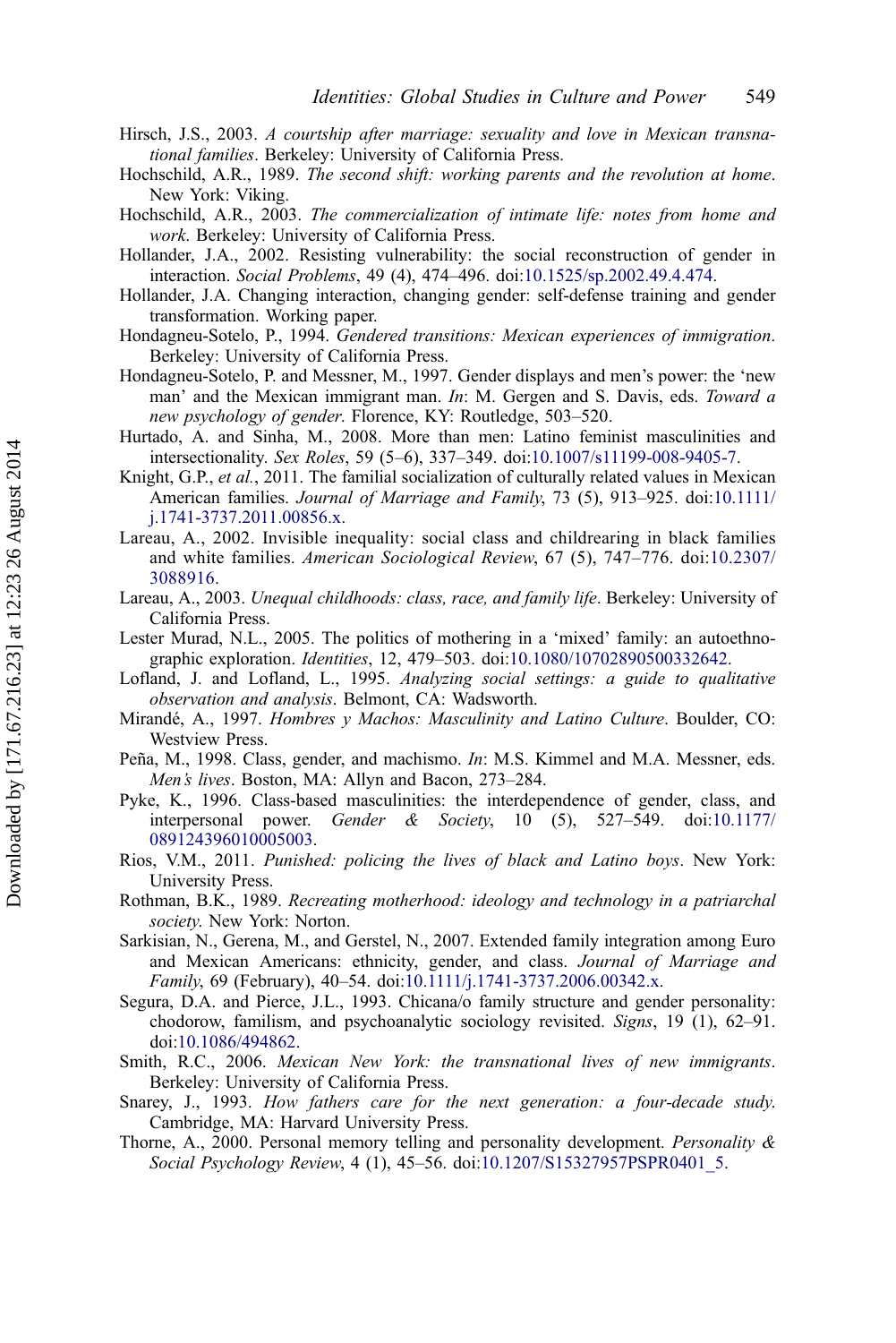Hirsch, J.S., 2003. *A courtship after marriage: sexuality and love in Mexican transnational families*. Berkeley: University of California Press.

Hochschild, A.R., 1989. *The second shift: working parents and the revolution at home*. New York: Viking.

Hochschild, A.R., 2003. *The commercialization of intimate life: notes from home and work*. Berkeley: University of California Press.

Hollander, J.A., 2002. Resisting vulnerability: the social reconstruction of gender in interaction. *Social Problems*, 49 (4), 474–496. doi:10.1525/sp.2002.49.4.474.

Hollander, J.A. Changing interaction, changing gender: self-defense training and gender transformation. Working paper.

Hondagneu-Sotelo, P., 1994. *Gendered transitions: Mexican experiences of immigration*. Berkeley: University of California Press.

Hondagneu-Sotelo, P. and Messner, M., 1997. Gender displays and men's power: the 'new man' and the Mexican immigrant man. *In*: M. Gergen and S. Davis, eds. *Toward a new psychology of gender*. Florence, KY: Routledge, 503–520.

Hurtado, A. and Sinha, M., 2008. More than men: Latino feminist masculinities and intersectionality. *Sex Roles*, 59 (5–6), 337–349. doi:10.1007/s11199-008-9405-7.

Knight, G.P., *et al.*, 2011. The familial socialization of culturally related values in Mexican American families. *Journal of Marriage and Family*, 73 (5), 913–925. doi:10.1111/j.1741-3737.2011.00856.x.

Lareau, A., 2002. Invisible inequality: social class and childrearing in black families and white families. *American Sociological Review*, 67 (5), 747–776. doi:10.2307/3088916.

Lareau, A., 2003. *Unequal childhoods: class, race, and family life*. Berkeley: University of California Press.

Lester Murad, N.L., 2005. The politics of mothering in a 'mixed' family: an autoethnographic exploration. *Identities*, 12, 479–503. doi:10.1080/10702890500332642.

Lofland, J. and Lofland, L., 1995. *Analyzing social settings: a guide to qualitative observation and analysis*. Belmont, CA: Wadsworth.

Mirandé, A., 1997. *Hombres y Machos: Masculinity and Latino Culture*. Boulder, CO: Westview Press.

Peña, M., 1998. Class, gender, and machismo. *In*: M.S. Kimmel and M.A. Messner, eds. *Men's lives*. Boston, MA: Allyn and Bacon, 273–284.

Pyke, K., 1996. Class-based masculinities: the interdependence of gender, class, and interpersonal power. *Gender & Society*, 10 (5), 527–549. doi:10.1177/089124396010005003.

Rios, V.M., 2011. *Punished: policing the lives of black and Latino boys*. New York: University Press.

Rothman, B.K., 1989. *Recreating motherhood: ideology and technology in a patriarchal society*. New York: Norton.

Sarkisian, N., Gerena, M., and Gerstel, N., 2007. Extended family integration among Euro and Mexican Americans: ethnicity, gender, and class. *Journal of Marriage and Family*, 69 (February), 40–54. doi:10.1111/j.1741-3737.2006.00342.x.

Segura, D.A. and Pierce, J.L., 1993. Chicana/o family structure and gender personality: chodorow, familism, and psychoanalytic sociology revisited. *Signs*, 19 (1), 62–91. doi:10.1086/494862.

Smith, R.C., 2006. *Mexican New York: the transnational lives of new immigrants*. Berkeley: University of California Press.

Snarey, J., 1993. *How fathers care for the next generation: a four-decade study*. Cambridge, MA: Harvard University Press.

Thorne, A., 2000. Personal memory telling and personality development. *Personality & Social Psychology Review*, 4 (1), 45–56. doi:10.1207/S15327957PSPR0401_5.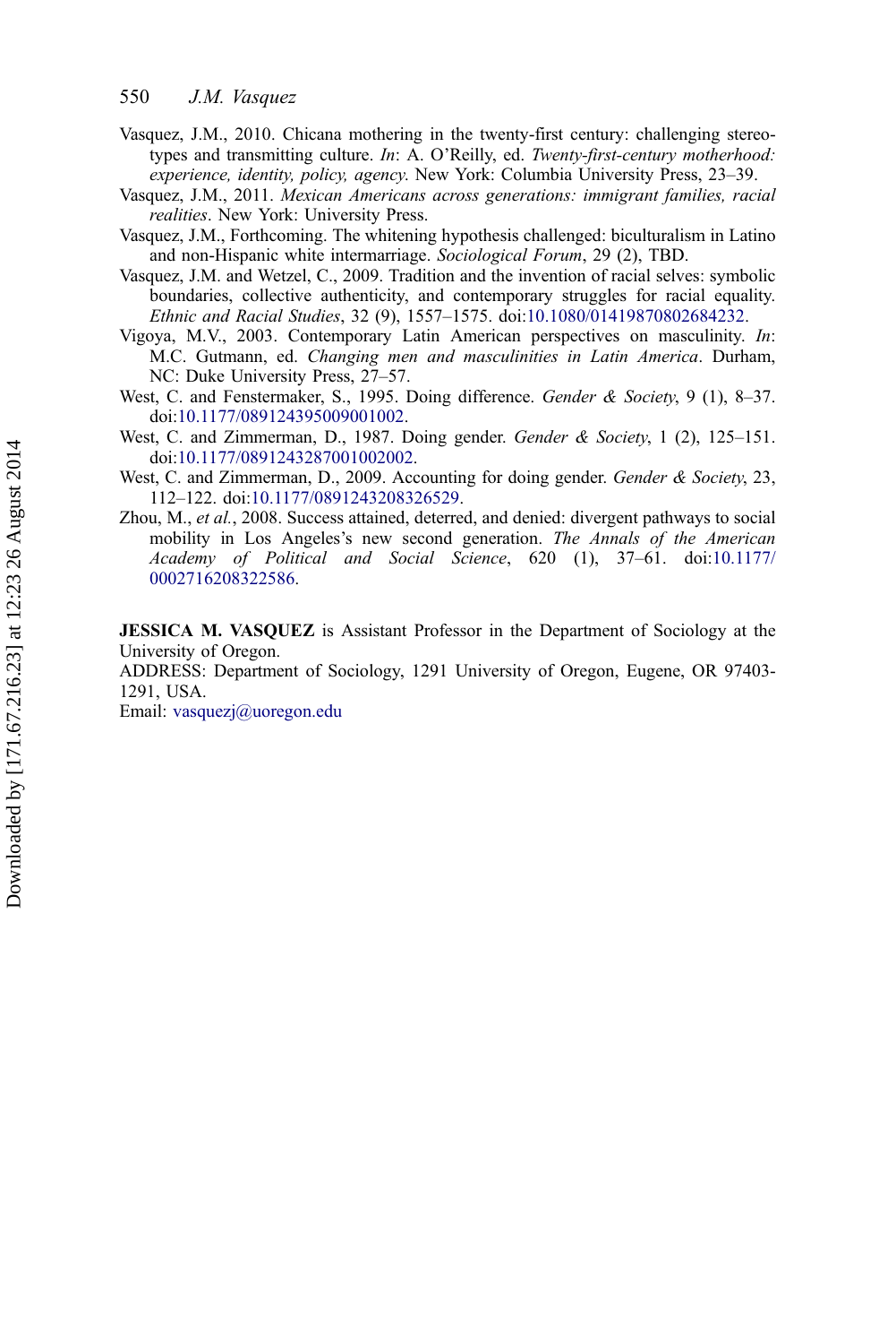Vasquez, J.M., 2010. Chicana mothering in the twenty-first century: challenging stereotypes and transmitting culture. *In*: A. O'Reilly, ed. *Twenty-first-century motherhood: experience, identity, policy, agency.* New York: Columbia University Press, 23–39.

Vasquez, J.M., 2011. *Mexican Americans across generations: immigrant families, racial realities*. New York: University Press.

Vasquez, J.M., Forthcoming. The whitening hypothesis challenged: biculturalism in Latino and non-Hispanic white intermarriage. *Sociological Forum*, 29 (2), TBD.

Vasquez, J.M. and Wetzel, C., 2009. Tradition and the invention of racial selves: symbolic boundaries, collective authenticity, and contemporary struggles for racial equality. *Ethnic and Racial Studies*, 32 (9), 1557–1575. doi:10.1080/01419870802684232.

Vigoya, M.V., 2003. Contemporary Latin American perspectives on masculinity. *In*: M.C. Gutmann, ed. *Changing men and masculinities in Latin America*. Durham, NC: Duke University Press, 27–57.

West, C. and Fenstermaker, S., 1995. Doing difference. *Gender & Society*, 9 (1), 8–37. doi:10.1177/089124395009001002.

West, C. and Zimmerman, D., 1987. Doing gender. *Gender & Society*, 1 (2), 125–151. doi:10.1177/0891243287001002002.

West, C. and Zimmerman, D., 2009. Accounting for doing gender. *Gender & Society*, 23, 112–122. doi:10.1177/0891243208326529.

Zhou, M., *et al.*, 2008. Success attained, deterred, and denied: divergent pathways to social mobility in Los Angeles's new second generation. *The Annals of the American Academy of Political and Social Science*, 620 (1), 37–61. doi:10.1177/0002716208322586.

**JESSICA M. VASQUEZ** is Assistant Professor in the Department of Sociology at the University of Oregon.

ADDRESS: Department of Sociology, 1291 University of Oregon, Eugene, OR 97403-1291, USA.

Email: vasquezj@uoregon.edu